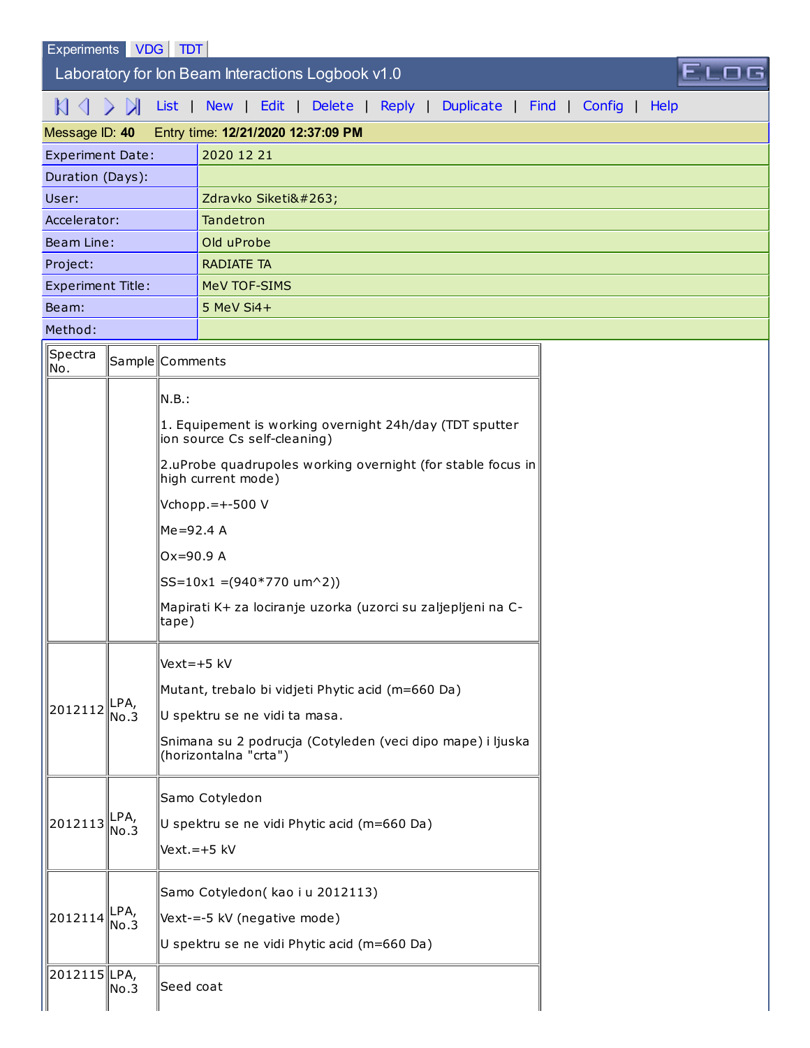Experiments | VDG | TDT

# Laboratory for Ion Beam Interactions Logbook v1.0

List | New | Edit | Delete | Reply | Duplicate | Find | Config | Help

**Message ID: 40** Entry time: **12/21/2020 12:37:09 PM**

| | |
|---|---|
| Experiment Date: | 2020 12 21 |
| Duration (Days): | |
| User: | Zdravko Siketi&#263; |
| Accelerator: | Tandetron |
| Beam Line: | Old uProbe |
| Project: | RADIATE TA |
| Experiment Title: | MeV TOF-SIMS |
| Beam: | 5 MeV Si4+ |
| Method: | |

| Spectra No. | Sample | Comments |
|---|---|---|
| | | N.B.:<br><br>1. Equipement is working overnight 24h/day (TDT sputter ion source Cs self-cleaning)<br><br>2.uProbe quadrupoles working overnight (for stable focus in high current mode)<br><br>Vchopp.=+-500 V<br><br>Me=92.4 A<br><br>Ox=90.9 A<br><br>SS=10x1 =(940*770 um^2))<br><br>Mapirati K+ za lociranje uzorka (uzorci su zaljepljeni na C-tape) |
| 2012112 | LPA, No.3 | Vext=+5 kV<br><br>Mutant, trebalo bi vidjeti Phytic acid (m=660 Da)<br><br>U spektru se ne vidi ta masa.<br><br>Snimana su 2 podrucja (Cotyleden (veci dipo mape) i ljuska (horizontalna "crta") |
| 2012113 | LPA, No.3 | Samo Cotyledon<br><br>U spektru se ne vidi Phytic acid (m=660 Da)<br><br>Vext.=+5 kV |
| 2012114 | LPA, No.3 | Samo Cotyledon( kao i u 2012113)<br><br>Vext-=-5 kV (negative mode)<br><br>U spektru se ne vidi Phytic acid (m=660 Da) |
| 2012115 | LPA, No.3 | Seed coat |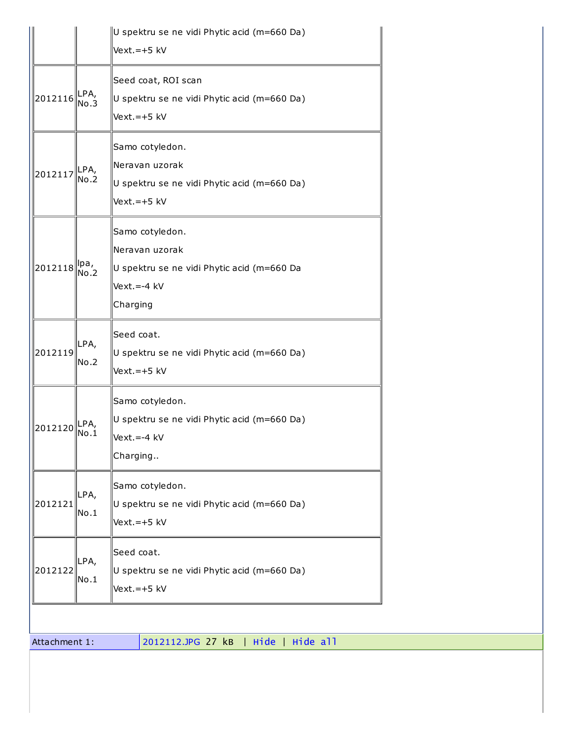| | | |
|---|---|---|
| | | U spektru se ne vidi Phytic acid (m=660 Da)<br>Vext.=+5 kV |
| 2012116 | LPA, No.3 | Seed coat, ROI scan<br>U spektru se ne vidi Phytic acid (m=660 Da)<br>Vext.=+5 kV |
| 2012117 | LPA, No.2 | Samo cotyledon.<br>Neravan uzorak<br>U spektru se ne vidi Phytic acid (m=660 Da)<br>Vext.=+5 kV |
| 2012118 | lpa, No.2 | Samo cotyledon.<br>Neravan uzorak<br>U spektru se ne vidi Phytic acid (m=660 Da<br>Vext.=-4 kV<br>Charging |
| 2012119 | LPA, No.2 | Seed coat.<br>U spektru se ne vidi Phytic acid (m=660 Da)<br>Vext.=+5 kV |
| 2012120 | LPA, No.1 | Samo cotyledon.<br>U spektru se ne vidi Phytic acid (m=660 Da)<br>Vext.=-4 kV<br>Charging.. |
| 2012121 | LPA, No.1 | Samo cotyledon.<br>U spektru se ne vidi Phytic acid (m=660 Da)<br>Vext.=+5 kV |
| 2012122 | LPA, No.1 | Seed coat.<br>U spektru se ne vidi Phytic acid (m=660 Da)<br>Vext.=+5 kV |

| Attachment 1: | 2012112.JPG 27 kB \| Hide \| Hide all |
|---|---|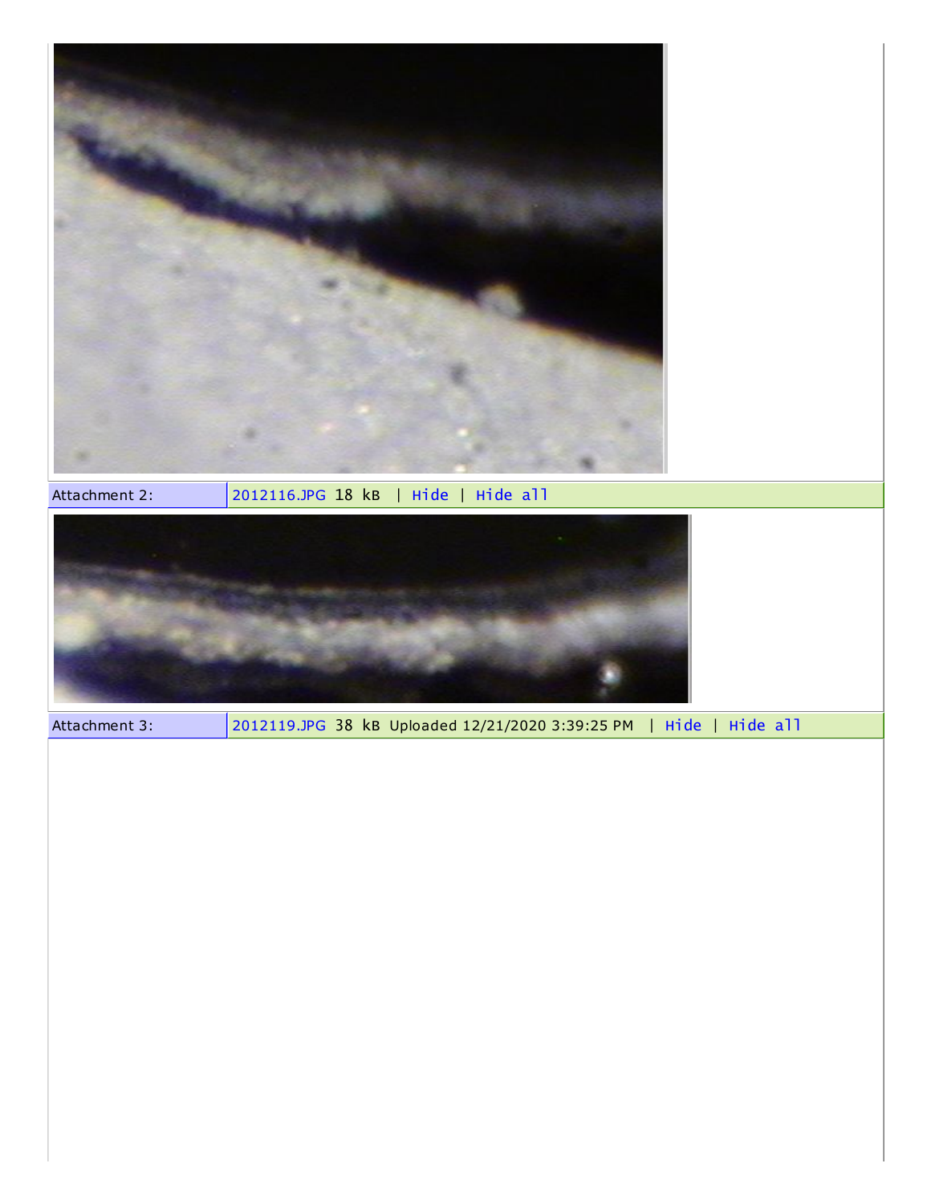| Attachment 2: | 2012116.JPG 18 kB \| Hide \| Hide all |
| --- | --- |

| Attachment 3: | 2012119.JPG 38 kB Uploaded 12/21/2020 3:39:25 PM \| Hide \| Hide all |
| --- | --- |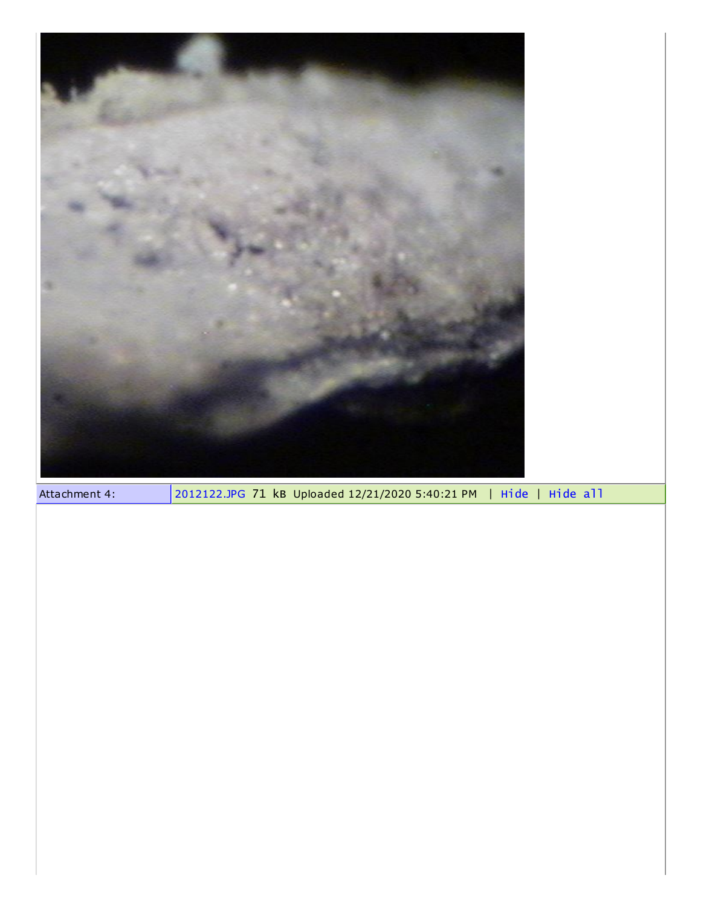| Attachment 4: | 2012122.JPG 71 kB Uploaded 12/21/2020 5:40:21 PM \| Hide \| Hide all |
| --- | --- |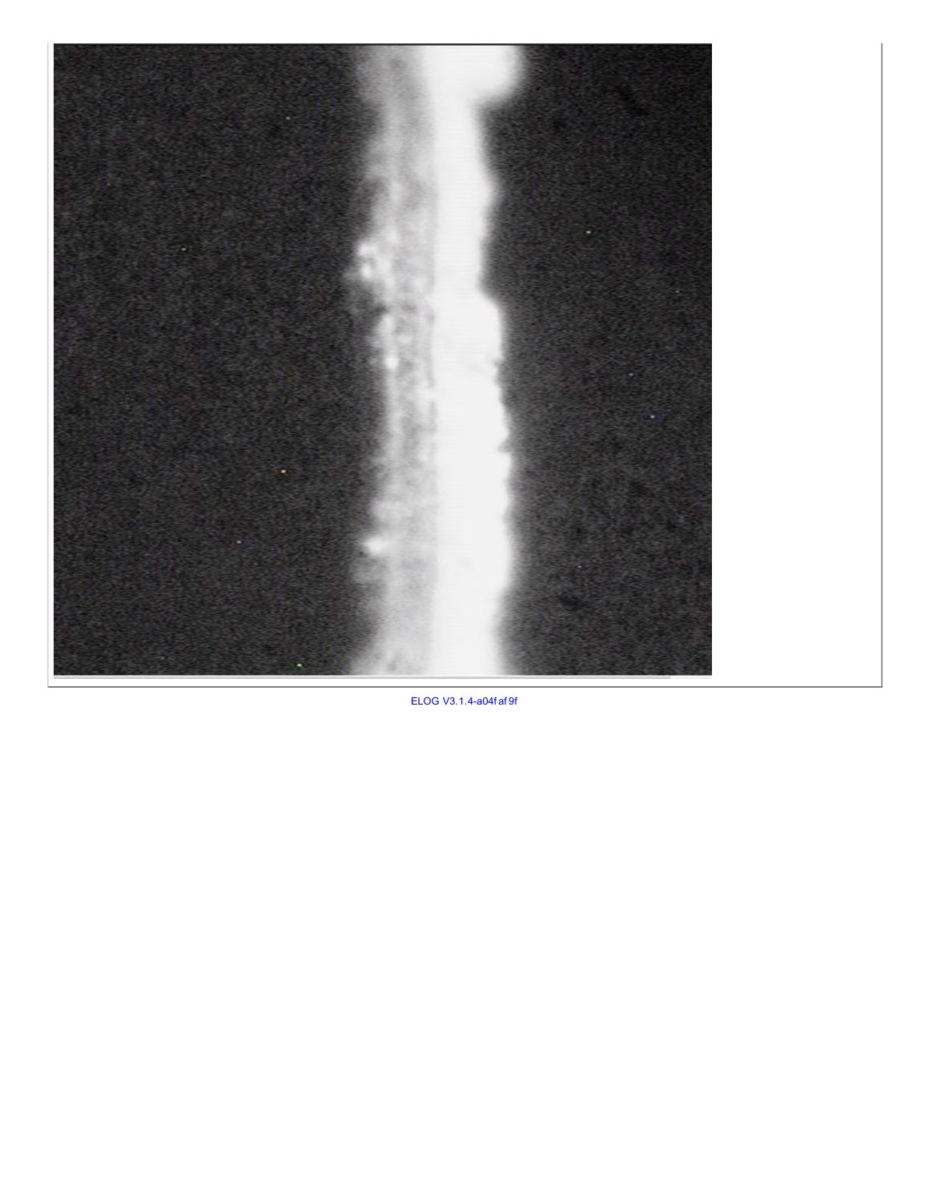ELOG V3.1.4-a04faf9f